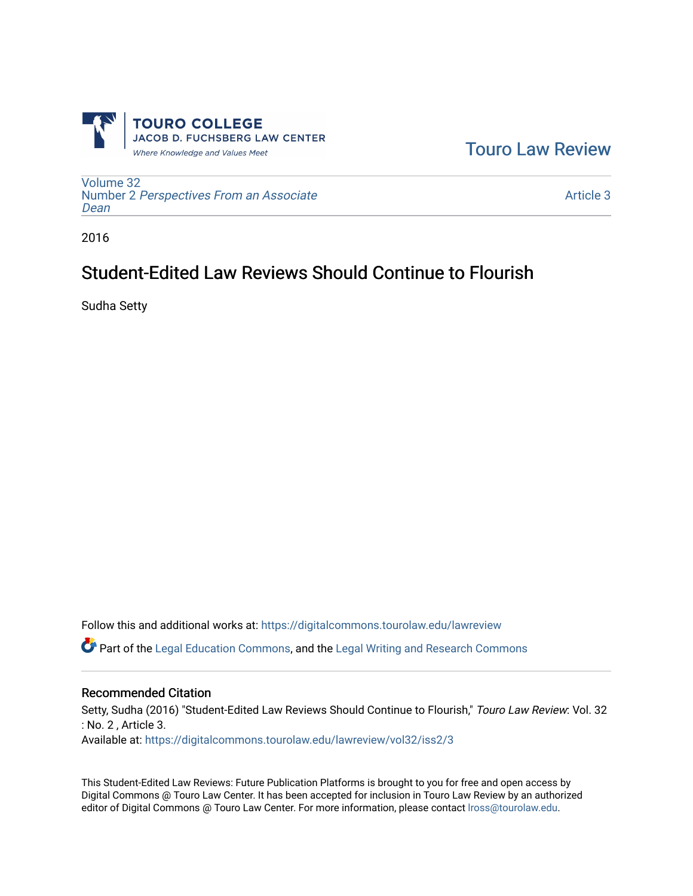TOURO COLLEGE
JACOB D. FUCHSBERG LAW CENTER
*Where Knowledge and Values Meet*

Touro Law Review

Volume 32
Number 2 *Perspectives From an Associate Dean*

Article 3

2016

# Student-Edited Law Reviews Should Continue to Flourish

Sudha Setty

Follow this and additional works at: https://digitalcommons.tourolaw.edu/lawreview

Part of the Legal Education Commons, and the Legal Writing and Research Commons

## Recommended Citation

Setty, Sudha (2016) "Student-Edited Law Reviews Should Continue to Flourish," *Touro Law Review*: Vol. 32 : No. 2 , Article 3.
Available at: https://digitalcommons.tourolaw.edu/lawreview/vol32/iss2/3

This Student-Edited Law Reviews: Future Publication Platforms is brought to you for free and open access by Digital Commons @ Touro Law Center. It has been accepted for inclusion in Touro Law Review by an authorized editor of Digital Commons @ Touro Law Center. For more information, please contact lross@tourolaw.edu.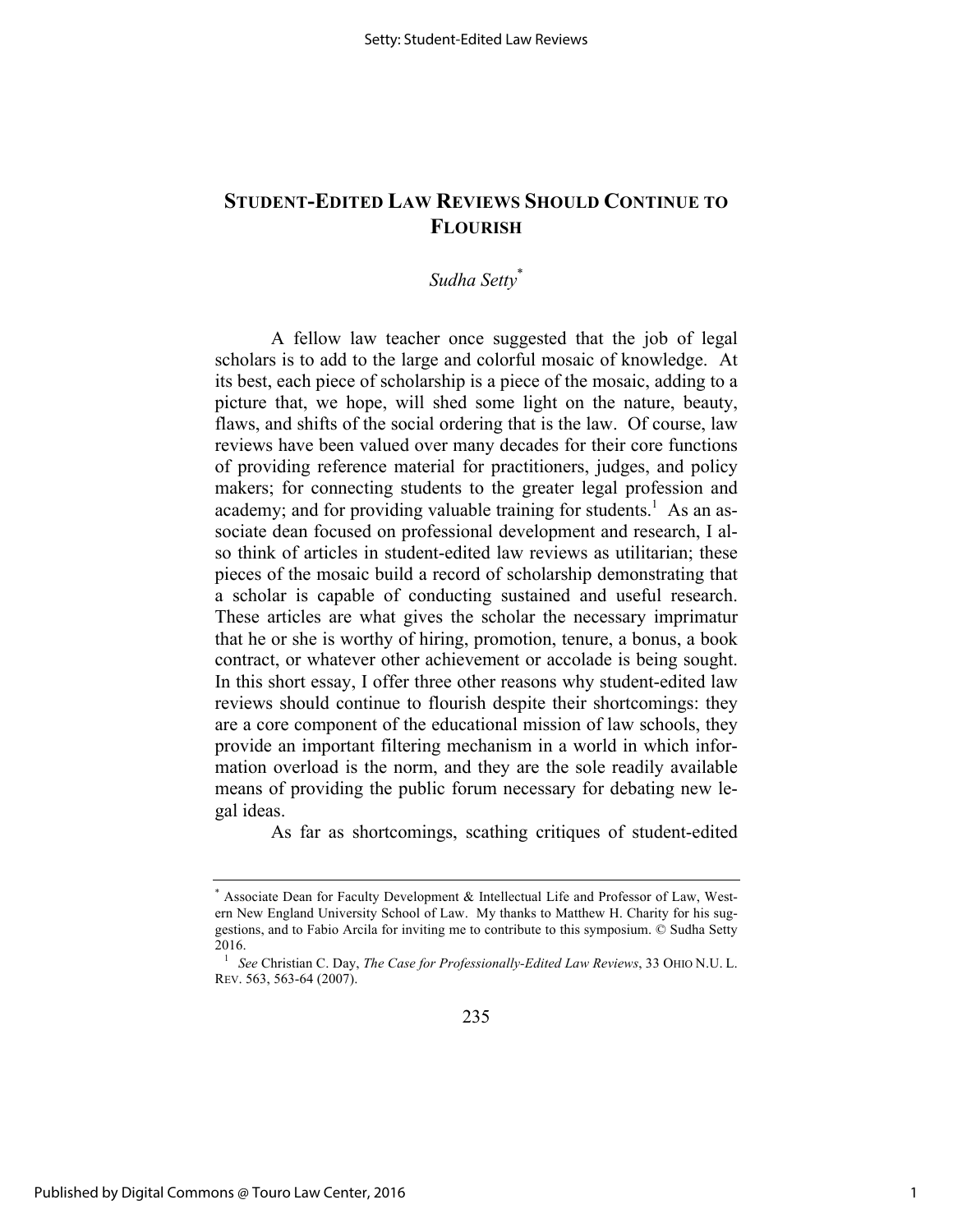# STUDENT-EDITED LAW REVIEWS SHOULD CONTINUE TO FLOURISH

*Sudha Setty*[*]

A fellow law teacher once suggested that the job of legal scholars is to add to the large and colorful mosaic of knowledge. At its best, each piece of scholarship is a piece of the mosaic, adding to a picture that, we hope, will shed some light on the nature, beauty, flaws, and shifts of the social ordering that is the law. Of course, law reviews have been valued over many decades for their core functions of providing reference material for practitioners, judges, and policy makers; for connecting students to the greater legal profession and academy; and for providing valuable training for students.[1] As an associate dean focused on professional development and research, I also think of articles in student-edited law reviews as utilitarian; these pieces of the mosaic build a record of scholarship demonstrating that a scholar is capable of conducting sustained and useful research. These articles are what gives the scholar the necessary imprimatur that he or she is worthy of hiring, promotion, tenure, a bonus, a book contract, or whatever other achievement or accolade is being sought. In this short essay, I offer three other reasons why student-edited law reviews should continue to flourish despite their shortcomings: they are a core component of the educational mission of law schools, they provide an important filtering mechanism in a world in which information overload is the norm, and they are the sole readily available means of providing the public forum necessary for debating new legal ideas.

As far as shortcomings, scathing critiques of student-edited

---

[*] Associate Dean for Faculty Development & Intellectual Life and Professor of Law, Western New England University School of Law. My thanks to Matthew H. Charity for his suggestions, and to Fabio Arcila for inviting me to contribute to this symposium. © Sudha Setty 2016.

[1] *See* Christian C. Day, *The Case for Professionally-Edited Law Reviews*, 33 OHIO N.U. L. REV. 563, 563-64 (2007).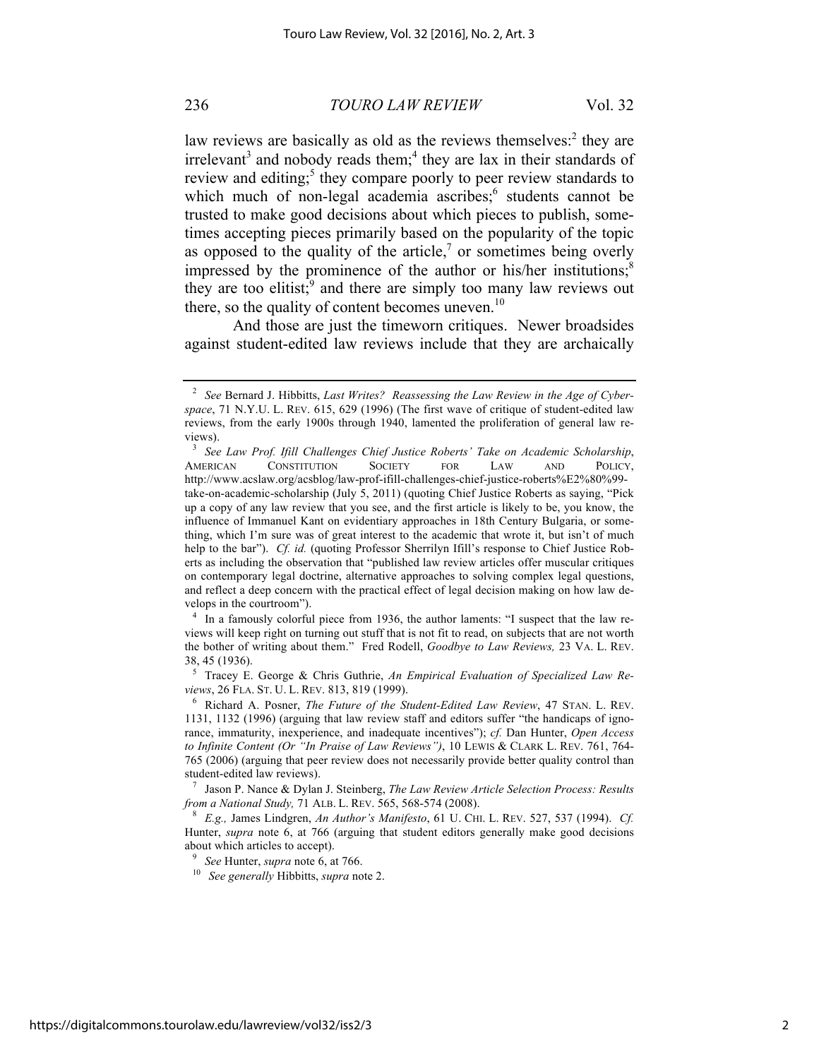law reviews are basically as old as the reviews themselves:[2] they are irrelevant[3] and nobody reads them;[4] they are lax in their standards of review and editing;[5] they compare poorly to peer review standards to which much of non-legal academia ascribes;[6] students cannot be trusted to make good decisions about which pieces to publish, sometimes accepting pieces primarily based on the popularity of the topic as opposed to the quality of the article,[7] or sometimes being overly impressed by the prominence of the author or his/her institutions;[8] they are too elitist;[9] and there are simply too many law reviews out there, so the quality of content becomes uneven.[10]

And those are just the timeworn critiques. Newer broadsides against student-edited law reviews include that they are archaically

---

[2] *See* Bernard J. Hibbitts, *Last Writes? Reassessing the Law Review in the Age of Cyberspace*, 71 N.Y.U. L. REV. 615, 629 (1996) (The first wave of critique of student-edited law reviews, from the early 1900s through 1940, lamented the proliferation of general law reviews).

[3] *See Law Prof. Ifill Challenges Chief Justice Roberts' Take on Academic Scholarship*, AMERICAN CONSTITUTION SOCIETY FOR LAW AND POLICY, http://www.acslaw.org/acsblog/law-prof-ifill-challenges-chief-justice-roberts%E2%80%99-take-on-academic-scholarship (July 5, 2011) (quoting Chief Justice Roberts as saying, "Pick up a copy of any law review that you see, and the first article is likely to be, you know, the influence of Immanuel Kant on evidentiary approaches in 18th Century Bulgaria, or something, which I'm sure was of great interest to the academic that wrote it, but isn't of much help to the bar"). *Cf. id.* (quoting Professor Sherrilyn Ifill's response to Chief Justice Roberts as including the observation that "published law review articles offer muscular critiques on contemporary legal doctrine, alternative approaches to solving complex legal questions, and reflect a deep concern with the practical effect of legal decision making on how law develops in the courtroom").

[4] In a famously colorful piece from 1936, the author laments: "I suspect that the law reviews will keep right on turning out stuff that is not fit to read, on subjects that are not worth the bother of writing about them." Fred Rodell, *Goodbye to Law Reviews,* 23 VA. L. REV. 38, 45 (1936).

[5] Tracey E. George & Chris Guthrie, *An Empirical Evaluation of Specialized Law Reviews*, 26 FLA. ST. U. L. REV. 813, 819 (1999).

[6] Richard A. Posner, *The Future of the Student-Edited Law Review*, 47 STAN. L. REV. 1131, 1132 (1996) (arguing that law review staff and editors suffer "the handicaps of ignorance, immaturity, inexperience, and inadequate incentives"); *cf.* Dan Hunter, *Open Access to Infinite Content (Or "In Praise of Law Reviews")*, 10 LEWIS & CLARK L. REV. 761, 764-765 (2006) (arguing that peer review does not necessarily provide better quality control than student-edited law reviews).

[7] Jason P. Nance & Dylan J. Steinberg, *The Law Review Article Selection Process: Results from a National Study,* 71 ALB. L. REV. 565, 568-574 (2008).

[8] *E.g.,* James Lindgren, *An Author's Manifesto*, 61 U. CHI. L. REV. 527, 537 (1994). *Cf.* Hunter, *supra* note 6, at 766 (arguing that student editors generally make good decisions about which articles to accept).

[9] *See* Hunter, *supra* note 6, at 766.

[10] *See generally* Hibbitts, *supra* note 2.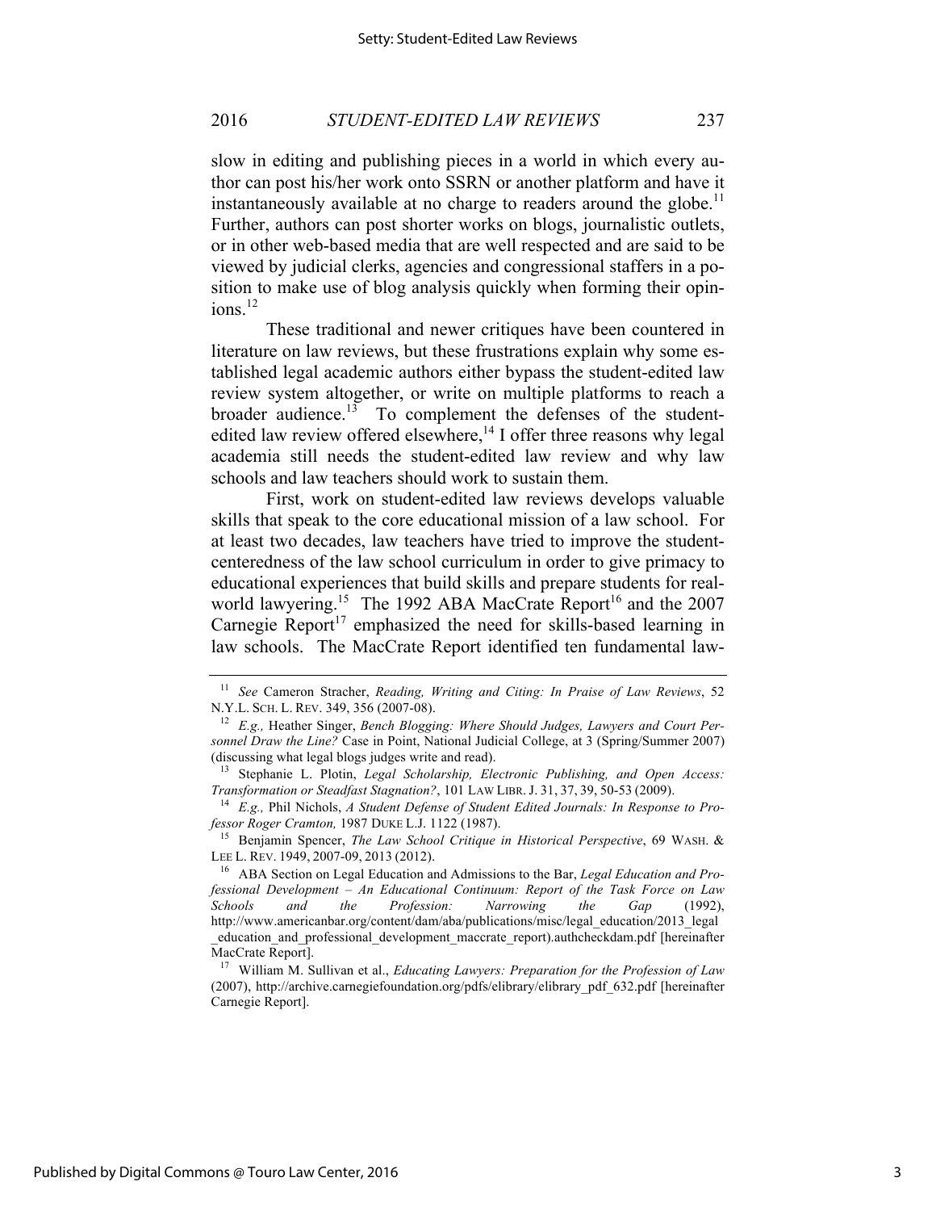slow in editing and publishing pieces in a world in which every author can post his/her work onto SSRN or another platform and have it instantaneously available at no charge to readers around the globe.[11] Further, authors can post shorter works on blogs, journalistic outlets, or in other web-based media that are well respected and are said to be viewed by judicial clerks, agencies and congressional staffers in a position to make use of blog analysis quickly when forming their opinions.[12]

These traditional and newer critiques have been countered in literature on law reviews, but these frustrations explain why some established legal academic authors either bypass the student-edited law review system altogether, or write on multiple platforms to reach a broader audience.[13] To complement the defenses of the student-edited law review offered elsewhere,[14] I offer three reasons why legal academia still needs the student-edited law review and why law schools and law teachers should work to sustain them.

First, work on student-edited law reviews develops valuable skills that speak to the core educational mission of a law school. For at least two decades, law teachers have tried to improve the student-centeredness of the law school curriculum in order to give primacy to educational experiences that build skills and prepare students for real-world lawyering.[15] The 1992 ABA MacCrate Report[16] and the 2007 Carnegie Report[17] emphasized the need for skills-based learning in law schools. The MacCrate Report identified ten fundamental law-

---

[11] *See* Cameron Stracher, *Reading, Writing and Citing: In Praise of Law Reviews*, 52 N.Y.L. SCH. L. REV. 349, 356 (2007-08).

[12] *E.g.,* Heather Singer, *Bench Blogging: Where Should Judges, Lawyers and Court Personnel Draw the Line?* Case in Point, National Judicial College, at 3 (Spring/Summer 2007) (discussing what legal blogs judges write and read).

[13] Stephanie L. Plotin, *Legal Scholarship, Electronic Publishing, and Open Access: Transformation or Steadfast Stagnation?*, 101 LAW LIBR. J. 31, 37, 39, 50-53 (2009).

[14] *E.g.,* Phil Nichols, *A Student Defense of Student Edited Journals: In Response to Professor Roger Cramton,* 1987 DUKE L.J. 1122 (1987).

[15] Benjamin Spencer, *The Law School Critique in Historical Perspective*, 69 WASH. & LEE L. REV. 1949, 2007-09, 2013 (2012).

[16] ABA Section on Legal Education and Admissions to the Bar, *Legal Education and Professional Development – An Educational Continuum: Report of the Task Force on Law Schools and the Profession: Narrowing the Gap* (1992), http://www.americanbar.org/content/dam/aba/publications/misc/legal_education/2013_legal_education_and_professional_development_maccrate_report).authcheckdam.pdf [hereinafter MacCrate Report].

[17] William M. Sullivan et al., *Educating Lawyers: Preparation for the Profession of Law* (2007), http://archive.carnegiefoundation.org/pdfs/elibrary/elibrary_pdf_632.pdf [hereinafter Carnegie Report].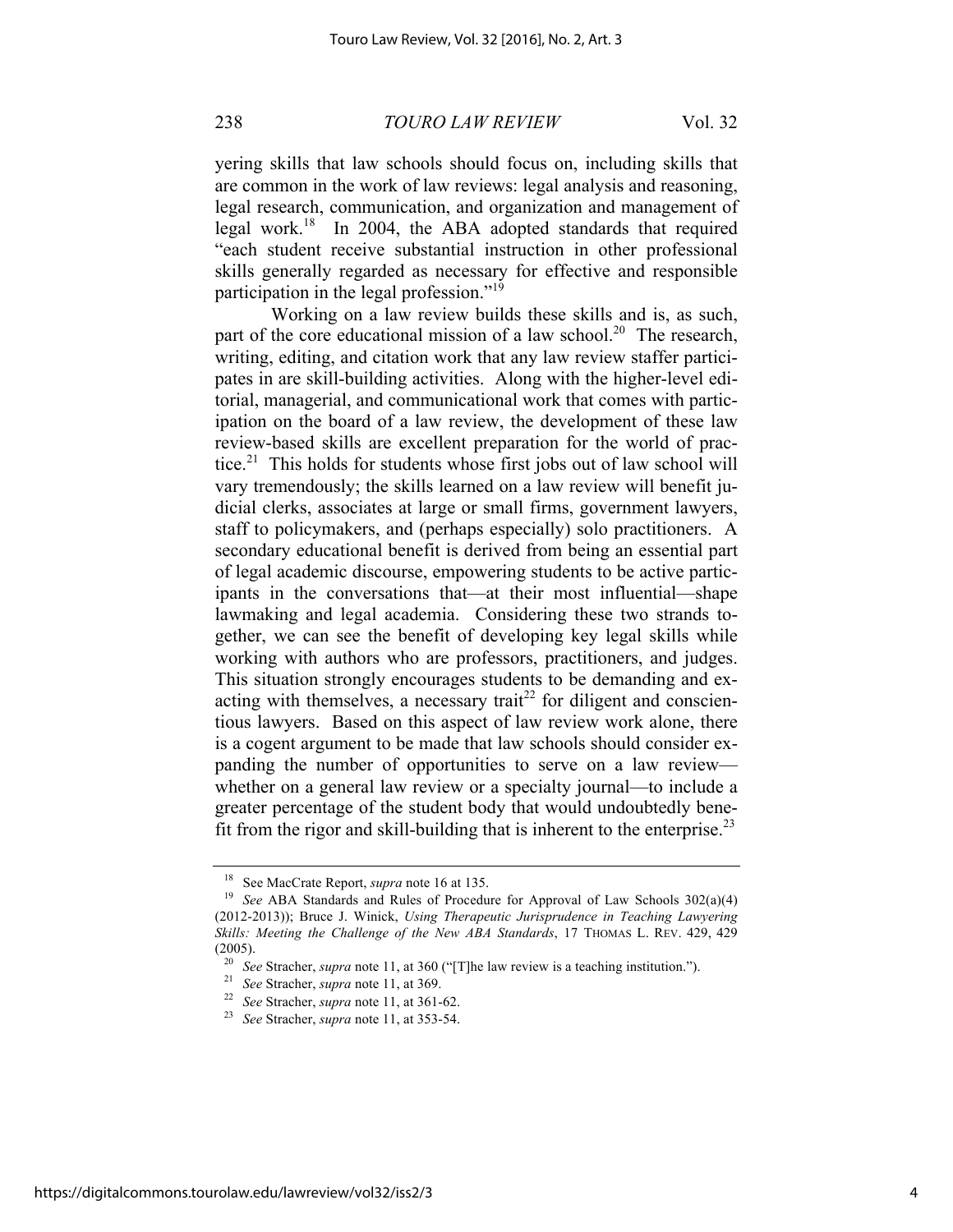yering skills that law schools should focus on, including skills that are common in the work of law reviews: legal analysis and reasoning, legal research, communication, and organization and management of legal work.[18] In 2004, the ABA adopted standards that required "each student receive substantial instruction in other professional skills generally regarded as necessary for effective and responsible participation in the legal profession."[19]

Working on a law review builds these skills and is, as such, part of the core educational mission of a law school.[20] The research, writing, editing, and citation work that any law review staffer participates in are skill-building activities. Along with the higher-level editorial, managerial, and communicational work that comes with participation on the board of a law review, the development of these law review-based skills are excellent preparation for the world of practice.[21] This holds for students whose first jobs out of law school will vary tremendously; the skills learned on a law review will benefit judicial clerks, associates at large or small firms, government lawyers, staff to policymakers, and (perhaps especially) solo practitioners. A secondary educational benefit is derived from being an essential part of legal academic discourse, empowering students to be active participants in the conversations that—at their most influential—shape lawmaking and legal academia. Considering these two strands together, we can see the benefit of developing key legal skills while working with authors who are professors, practitioners, and judges. This situation strongly encourages students to be demanding and exacting with themselves, a necessary trait[22] for diligent and conscientious lawyers. Based on this aspect of law review work alone, there is a cogent argument to be made that law schools should consider expanding the number of opportunities to serve on a law review—whether on a general law review or a specialty journal—to include a greater percentage of the student body that would undoubtedly benefit from the rigor and skill-building that is inherent to the enterprise.[23]

---

[18] See MacCrate Report, *supra* note 16 at 135.

[19] *See* ABA Standards and Rules of Procedure for Approval of Law Schools 302(a)(4) (2012-2013)); Bruce J. Winick, *Using Therapeutic Jurisprudence in Teaching Lawyering Skills: Meeting the Challenge of the New ABA Standards*, 17 THOMAS L. REV. 429, 429 (2005).

[20] *See* Stracher, *supra* note 11, at 360 ("[T]he law review is a teaching institution.").

[21] *See* Stracher, *supra* note 11, at 369.

[22] *See* Stracher, *supra* note 11, at 361-62.

[23] *See* Stracher, *supra* note 11, at 353-54.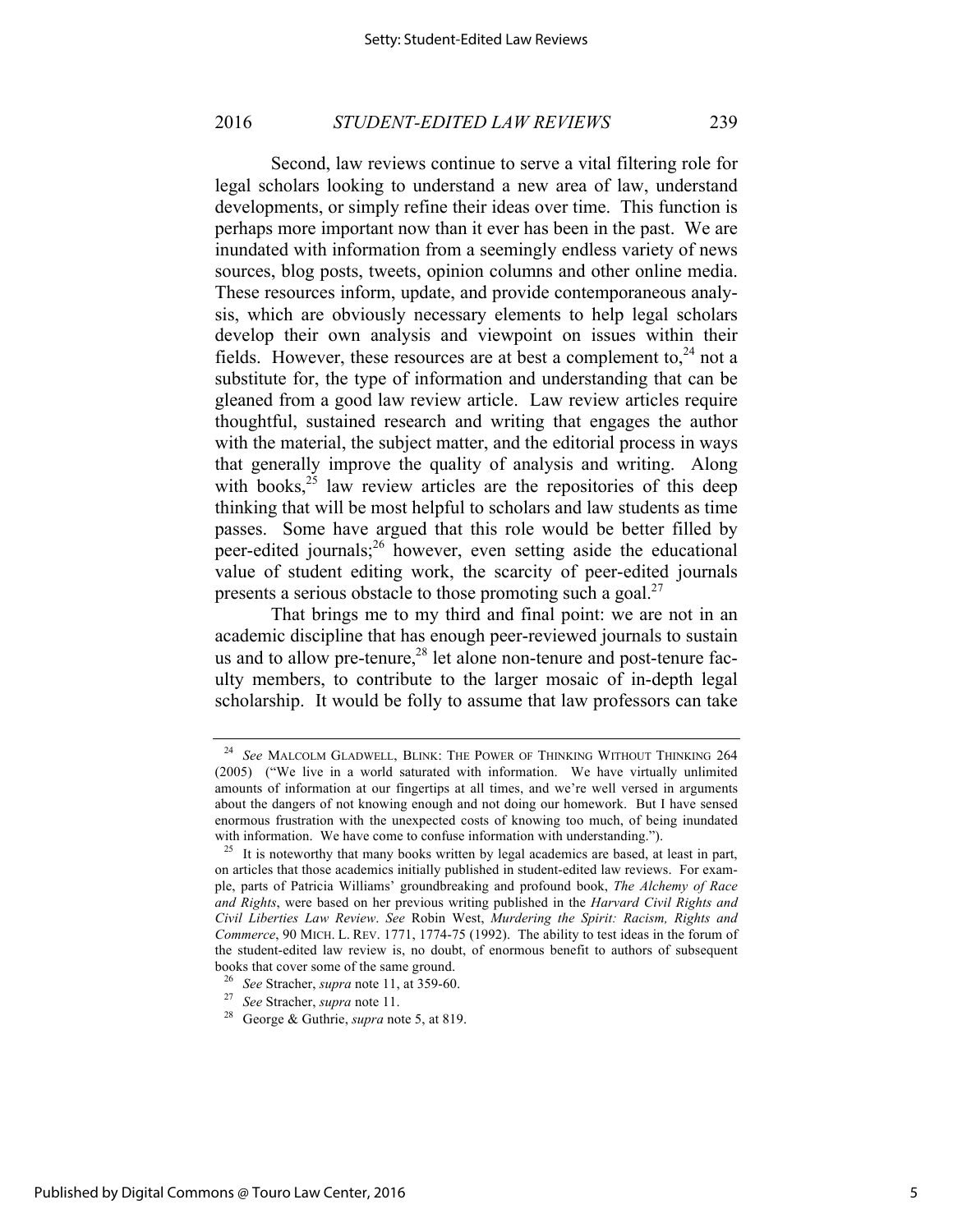Second, law reviews continue to serve a vital filtering role for legal scholars looking to understand a new area of law, understand developments, or simply refine their ideas over time. This function is perhaps more important now than it ever has been in the past. We are inundated with information from a seemingly endless variety of news sources, blog posts, tweets, opinion columns and other online media. These resources inform, update, and provide contemporaneous analysis, which are obviously necessary elements to help legal scholars develop their own analysis and viewpoint on issues within their fields. However, these resources are at best a complement to,[24] not a substitute for, the type of information and understanding that can be gleaned from a good law review article. Law review articles require thoughtful, sustained research and writing that engages the author with the material, the subject matter, and the editorial process in ways that generally improve the quality of analysis and writing. Along with books,[25] law review articles are the repositories of this deep thinking that will be most helpful to scholars and law students as time passes. Some have argued that this role would be better filled by peer-edited journals;[26] however, even setting aside the educational value of student editing work, the scarcity of peer-edited journals presents a serious obstacle to those promoting such a goal.[27]

That brings me to my third and final point: we are not in an academic discipline that has enough peer-reviewed journals to sustain us and to allow pre-tenure,[28] let alone non-tenure and post-tenure faculty members, to contribute to the larger mosaic of in-depth legal scholarship. It would be folly to assume that law professors can take

---

[24] *See* MALCOLM GLADWELL, BLINK: THE POWER OF THINKING WITHOUT THINKING 264 (2005) ("We live in a world saturated with information. We have virtually unlimited amounts of information at our fingertips at all times, and we're well versed in arguments about the dangers of not knowing enough and not doing our homework. But I have sensed enormous frustration with the unexpected costs of knowing too much, of being inundated with information. We have come to confuse information with understanding.").

[25] It is noteworthy that many books written by legal academics are based, at least in part, on articles that those academics initially published in student-edited law reviews. For example, parts of Patricia Williams' groundbreaking and profound book, *The Alchemy of Race and Rights*, were based on her previous writing published in the *Harvard Civil Rights and Civil Liberties Law Review*. *See* Robin West, *Murdering the Spirit: Racism, Rights and Commerce*, 90 MICH. L. REV. 1771, 1774-75 (1992). The ability to test ideas in the forum of the student-edited law review is, no doubt, of enormous benefit to authors of subsequent books that cover some of the same ground.

[26] *See* Stracher, *supra* note 11, at 359-60.

[27] *See* Stracher, *supra* note 11.

[28] George & Guthrie, *supra* note 5, at 819.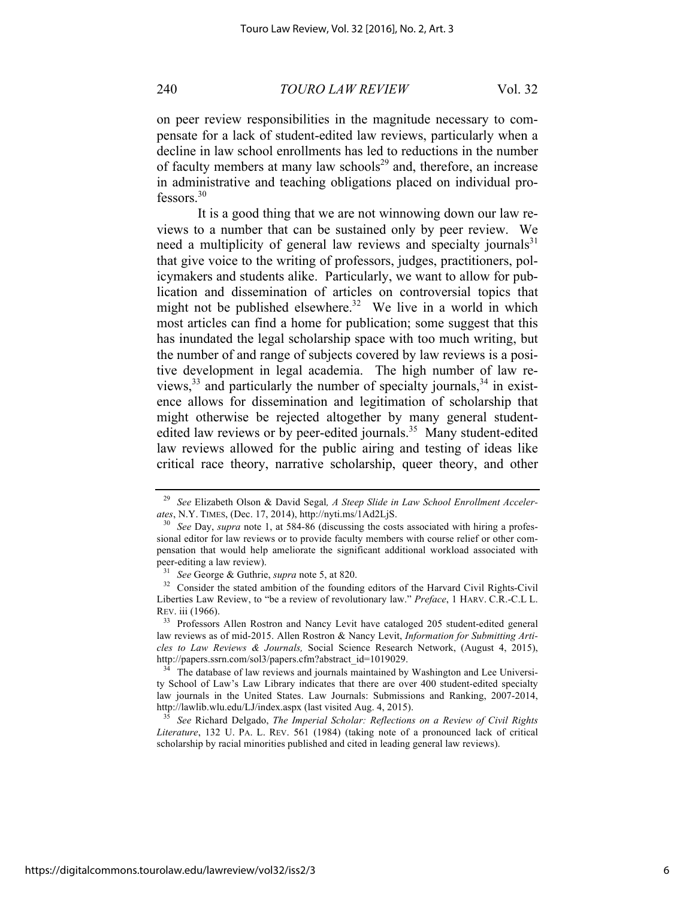on peer review responsibilities in the magnitude necessary to compensate for a lack of student-edited law reviews, particularly when a decline in law school enrollments has led to reductions in the number of faculty members at many law schools[29] and, therefore, an increase in administrative and teaching obligations placed on individual professors.[30]

It is a good thing that we are not winnowing down our law reviews to a number that can be sustained only by peer review. We need a multiplicity of general law reviews and specialty journals[31] that give voice to the writing of professors, judges, practitioners, policymakers and students alike. Particularly, we want to allow for publication and dissemination of articles on controversial topics that might not be published elsewhere.[32] We live in a world in which most articles can find a home for publication; some suggest that this has inundated the legal scholarship space with too much writing, but the number of and range of subjects covered by law reviews is a positive development in legal academia. The high number of law reviews,[33] and particularly the number of specialty journals,[34] in existence allows for dissemination and legitimation of scholarship that might otherwise be rejected altogether by many general student-edited law reviews or by peer-edited journals.[35] Many student-edited law reviews allowed for the public airing and testing of ideas like critical race theory, narrative scholarship, queer theory, and other

---

[29] *See* Elizabeth Olson & David Segal, *A Steep Slide in Law School Enrollment Accelerates*, N.Y. TIMES, (Dec. 17, 2014), http://nyti.ms/1Ad2LjS.

[30] *See* Day, *supra* note 1, at 584-86 (discussing the costs associated with hiring a professional editor for law reviews or to provide faculty members with course relief or other compensation that would help ameliorate the significant additional workload associated with peer-editing a law review).

[31] *See* George & Guthrie, *supra* note 5, at 820.

[32] Consider the stated ambition of the founding editors of the Harvard Civil Rights-Civil Liberties Law Review, to "be a review of revolutionary law." *Preface*, 1 HARV. C.R.-C.L L. REV. iii (1966).

[33] Professors Allen Rostron and Nancy Levit have cataloged 205 student-edited general law reviews as of mid-2015. Allen Rostron & Nancy Levit, *Information for Submitting Articles to Law Reviews & Journals,* Social Science Research Network, (August 4, 2015), http://papers.ssrn.com/sol3/papers.cfm?abstract_id=1019029.

[34] The database of law reviews and journals maintained by Washington and Lee University School of Law's Law Library indicates that there are over 400 student-edited specialty law journals in the United States. Law Journals: Submissions and Ranking, 2007-2014, http://lawlib.wlu.edu/LJ/index.aspx (last visited Aug. 4, 2015).

[35] *See* Richard Delgado, *The Imperial Scholar: Reflections on a Review of Civil Rights Literature*, 132 U. PA. L. REV. 561 (1984) (taking note of a pronounced lack of critical scholarship by racial minorities published and cited in leading general law reviews).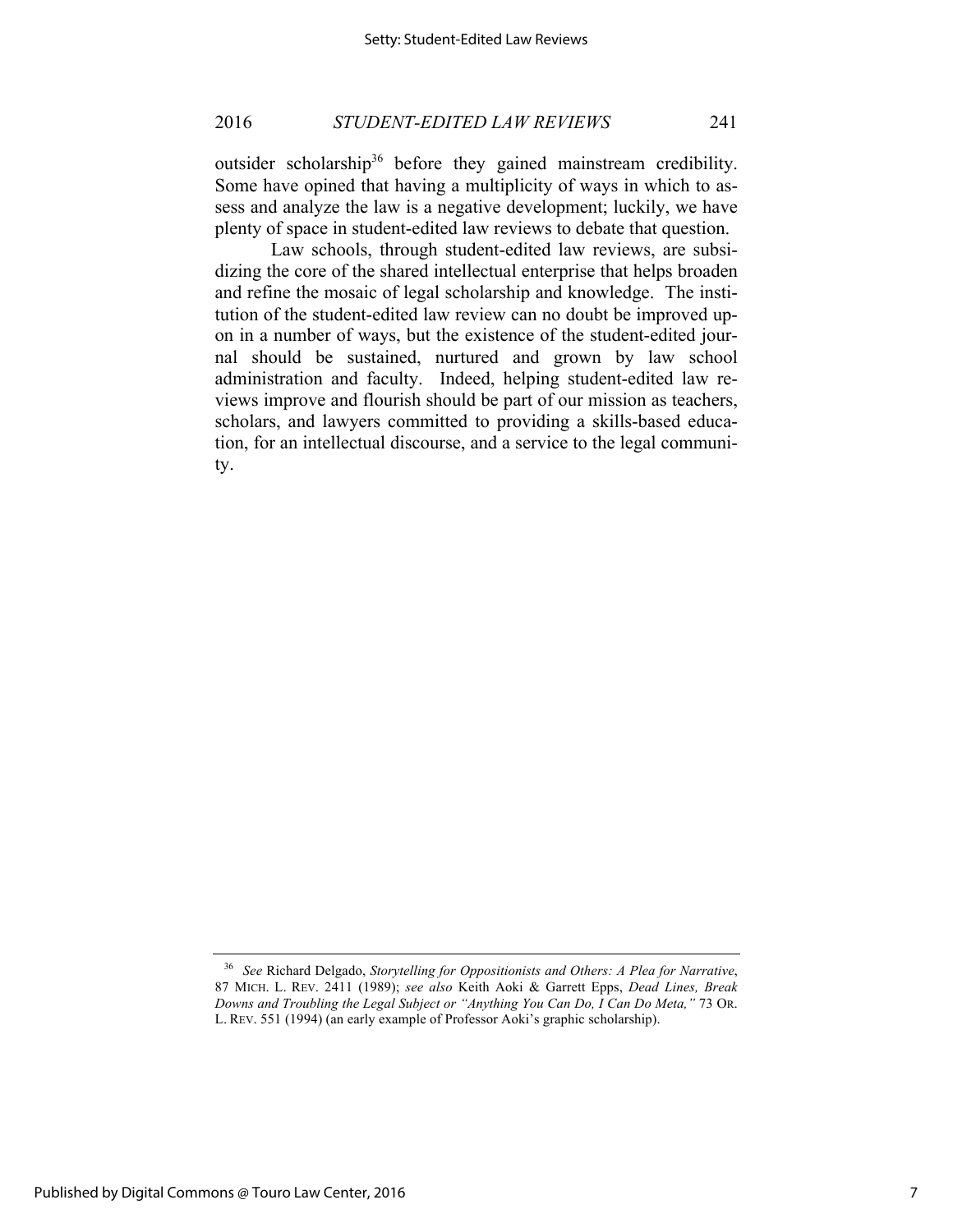outsider scholarship[36] before they gained mainstream credibility. Some have opined that having a multiplicity of ways in which to assess and analyze the law is a negative development; luckily, we have plenty of space in student-edited law reviews to debate that question.

Law schools, through student-edited law reviews, are subsidizing the core of the shared intellectual enterprise that helps broaden and refine the mosaic of legal scholarship and knowledge. The institution of the student-edited law review can no doubt be improved upon in a number of ways, but the existence of the student-edited journal should be sustained, nurtured and grown by law school administration and faculty. Indeed, helping student-edited law reviews improve and flourish should be part of our mission as teachers, scholars, and lawyers committed to providing a skills-based education, for an intellectual discourse, and a service to the legal community.

---

[36] *See* Richard Delgado, *Storytelling for Oppositionists and Others: A Plea for Narrative*, 87 MICH. L. REV. 2411 (1989); *see also* Keith Aoki & Garrett Epps, *Dead Lines, Break Downs and Troubling the Legal Subject or "Anything You Can Do, I Can Do Meta,"* 73 OR. L. REV. 551 (1994) (an early example of Professor Aoki's graphic scholarship).